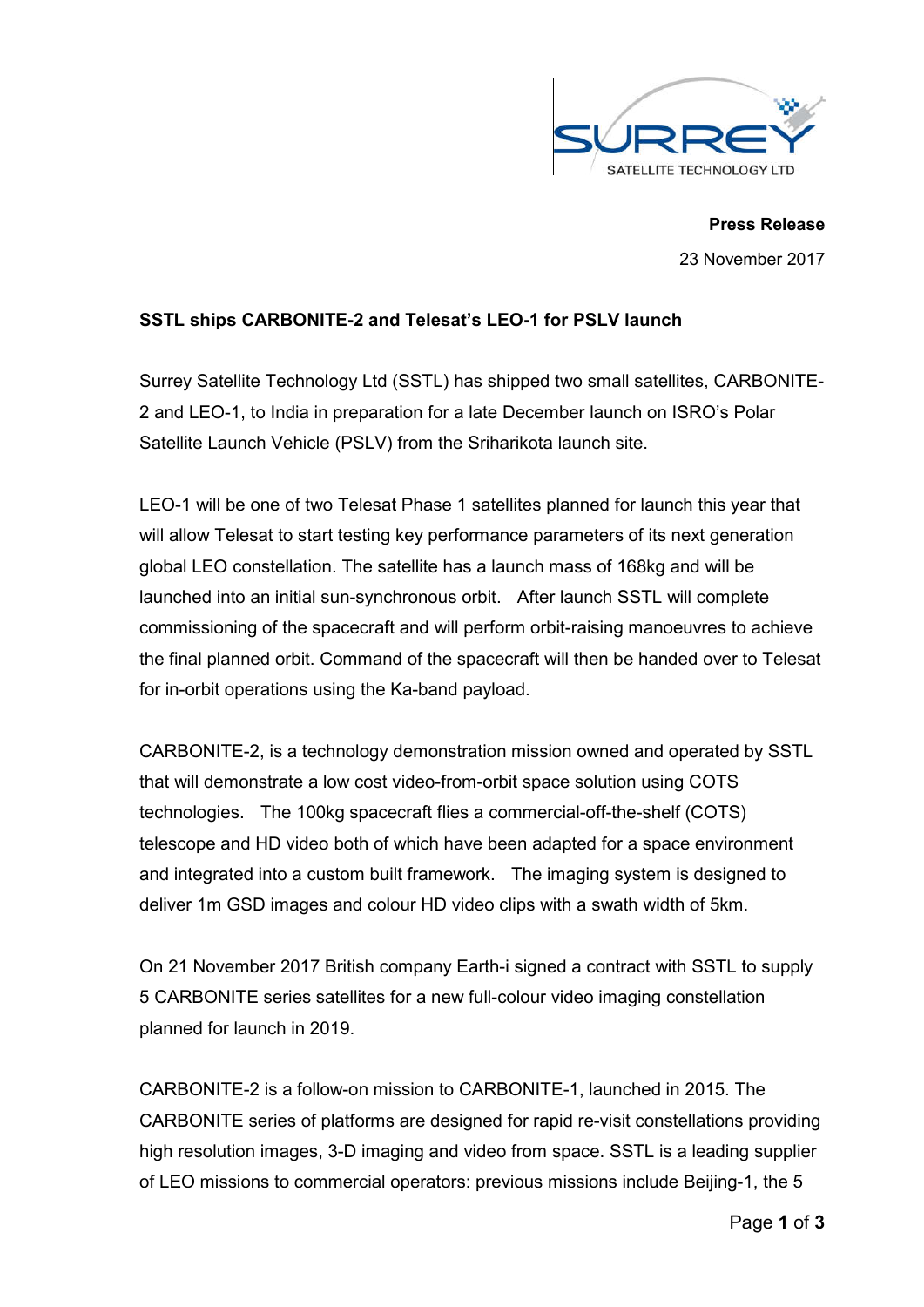**Press Release**

23 November 2017

**SSTL ships CARBONITE-2 and Telesat's LEO-1 for PSLV launch**

Surrey Satellite Technology Ltd (SSTL) has shipped two small satellites, CARBONITE-2 and LEO-1, to India in preparation for a late December launch on ISRO's Polar Satellite Launch Vehicle (PSLV) from the Sriharikota launch site.

LEO-1 will be one of two Telesat Phase 1 satellites planned for launch this year that will allow Telesat to start testing key performance parameters of its next generation global LEO constellation. The satellite has a launch mass of 168kg and will be launched into an initial sun-synchronous orbit. After launch SSTL will complete commissioning of the spacecraft and will perform orbit-raising manoeuvres to achieve the final planned orbit. Command of the spacecraft will then be handed over to Telesat for in-orbit operations using the Ka-band payload.

CARBONITE-2, is a technology demonstration mission owned and operated by SSTL that will demonstrate a low cost video-from-orbit space solution using COTS technologies. The 100kg spacecraft flies a commercial-off-the-shelf (COTS) telescope and HD video both of which have been adapted for a space environment and integrated into a custom built framework. The imaging system is designed to deliver 1m GSD images and colour HD video clips with a swath width of 5km.

On 21 November 2017 British company Earth-i signed a contract with SSTL to supply 5 CARBONITE series satellites for a new full-colour video imaging constellation planned for launch in 2019.

CARBONITE-2 is a follow-on mission to CARBONITE-1, launched in 2015. The CARBONITE series of platforms are designed for rapid re-visit constellations providing high resolution images, 3-D imaging and video from space. SSTL is a leading supplier of LEO missions to commercial operators: previous missions include Beijing-1, the 5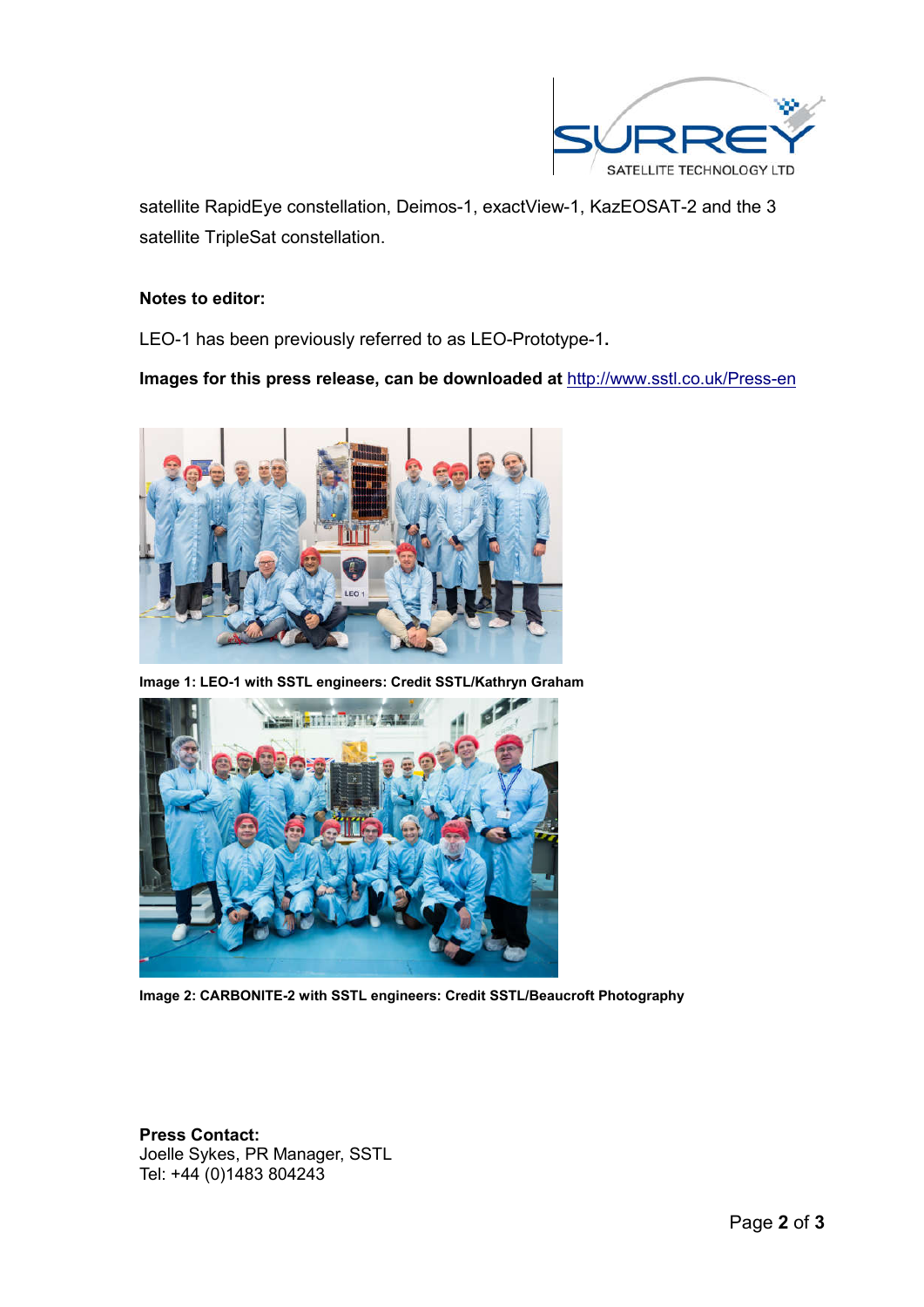satellite RapidEye constellation, Deimos-1, exactView-1, KazEOSAT-2 and the 3 satellite TripleSat constellation.

**Notes to editor:**

LEO-1 has been previously referred to as LEO-Prototype-1**.**

**Images for this press release, can be downloaded at** http://www.sstl.co.uk/Press-en

**Image 1: LEO-1 with SSTL engineers: Credit SSTL/Kathryn Graham**

**Image 2: CARBONITE-2 with SSTL engineers: Credit SSTL/Beaucroft Photography**

**Press Contact:**
Joelle Sykes, PR Manager, SSTL
Tel: +44 (0)1483 804243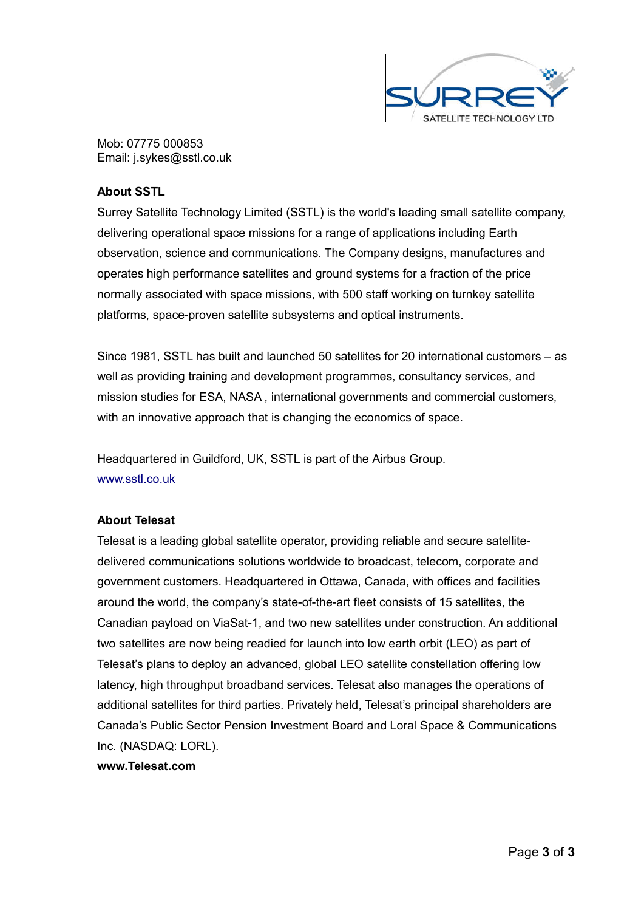Mob: 07775 000853
Email: j.sykes@sstl.co.uk

**About SSTL**

Surrey Satellite Technology Limited (SSTL) is the world's leading small satellite company, delivering operational space missions for a range of applications including Earth observation, science and communications. The Company designs, manufactures and operates high performance satellites and ground systems for a fraction of the price normally associated with space missions, with 500 staff working on turnkey satellite platforms, space-proven satellite subsystems and optical instruments.

Since 1981, SSTL has built and launched 50 satellites for 20 international customers – as well as providing training and development programmes, consultancy services, and mission studies for ESA, NASA , international governments and commercial customers, with an innovative approach that is changing the economics of space.

Headquartered in Guildford, UK, SSTL is part of the Airbus Group.
www.sstl.co.uk

**About Telesat**

Telesat is a leading global satellite operator, providing reliable and secure satellite-delivered communications solutions worldwide to broadcast, telecom, corporate and government customers. Headquartered in Ottawa, Canada, with offices and facilities around the world, the company's state-of-the-art fleet consists of 15 satellites, the Canadian payload on ViaSat-1, and two new satellites under construction. An additional two satellites are now being readied for launch into low earth orbit (LEO) as part of Telesat's plans to deploy an advanced, global LEO satellite constellation offering low latency, high throughput broadband services. Telesat also manages the operations of additional satellites for third parties. Privately held, Telesat's principal shareholders are Canada's Public Sector Pension Investment Board and Loral Space & Communications Inc. (NASDAQ: LORL).

**www.Telesat.com**